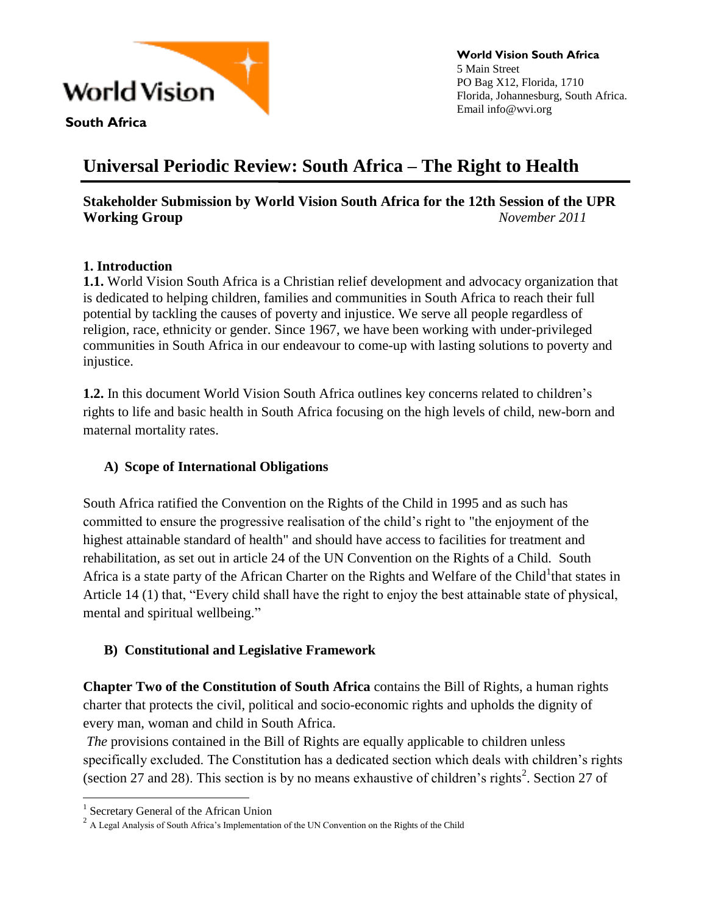World Vision

**South Africa**

**World Vision South Africa**
5 Main Street
PO Bag X12, Florida, 1710
Florida, Johannesburg, South Africa.
Email info@wvi.org

# Universal Periodic Review: South Africa – The Right to Health

**Stakeholder Submission by World Vision South Africa for the 12th Session of the UPR Working Group** *November 2011*

## 1. Introduction

**1.1.** World Vision South Africa is a Christian relief development and advocacy organization that is dedicated to helping children, families and communities in South Africa to reach their full potential by tackling the causes of poverty and injustice. We serve all people regardless of religion, race, ethnicity or gender. Since 1967, we have been working with under-privileged communities in South Africa in our endeavour to come-up with lasting solutions to poverty and injustice.

**1.2.** In this document World Vision South Africa outlines key concerns related to children's rights to life and basic health in South Africa focusing on the high levels of child, new-born and maternal mortality rates.

### A) Scope of International Obligations

South Africa ratified the Convention on the Rights of the Child in 1995 and as such has committed to ensure the progressive realisation of the child's right to "the enjoyment of the highest attainable standard of health" and should have access to facilities for treatment and rehabilitation, as set out in article 24 of the UN Convention on the Rights of a Child. South Africa is a state party of the African Charter on the Rights and Welfare of the Child[1]that states in Article 14 (1) that, "Every child shall have the right to enjoy the best attainable state of physical, mental and spiritual wellbeing."

### B) Constitutional and Legislative Framework

**Chapter Two of the Constitution of South Africa** contains the Bill of Rights, a human rights charter that protects the civil, political and socio-economic rights and upholds the dignity of every man, woman and child in South Africa.

*The* provisions contained in the Bill of Rights are equally applicable to children unless specifically excluded. The Constitution has a dedicated section which deals with children's rights (section 27 and 28). This section is by no means exhaustive of children's rights[2]. Section 27 of

---

[1] Secretary General of the African Union

[2] A Legal Analysis of South Africa's Implementation of the UN Convention on the Rights of the Child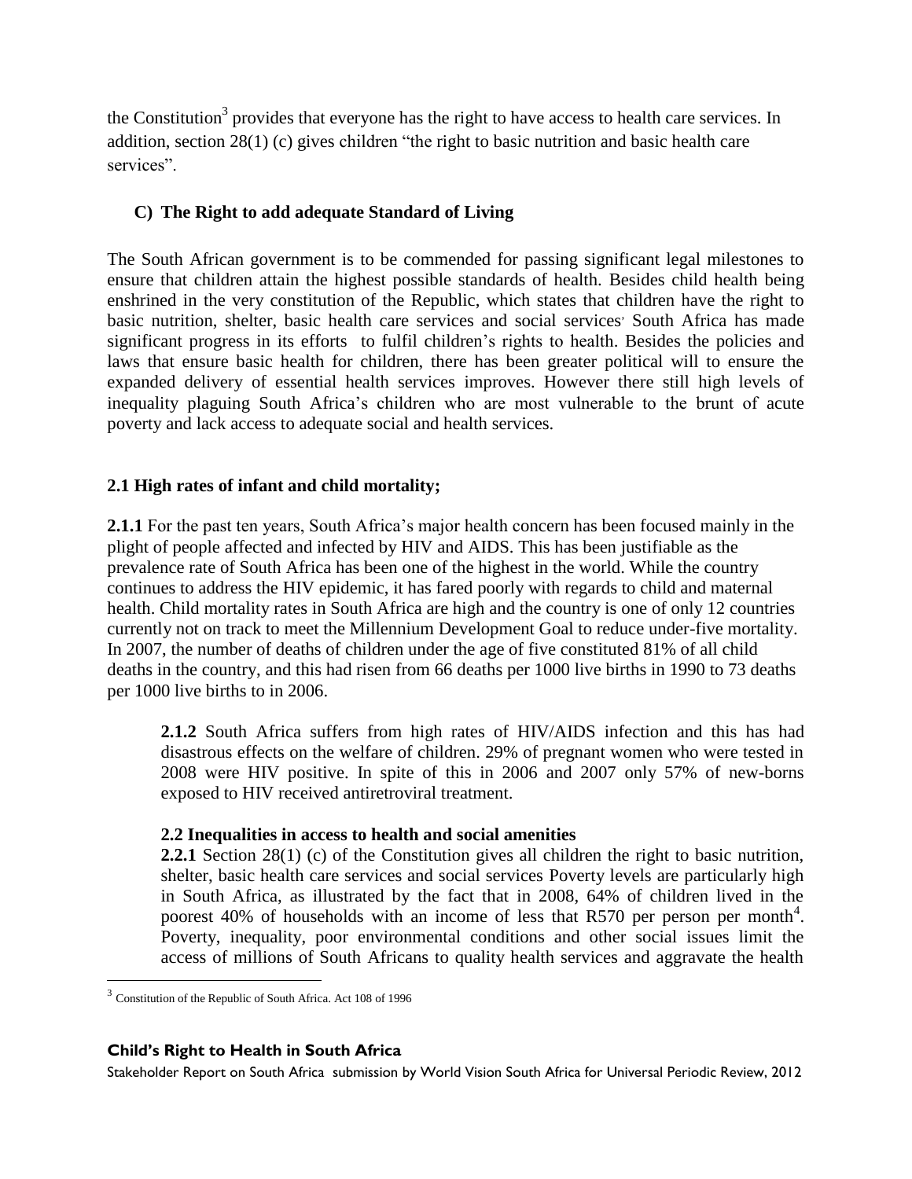the Constitution[3] provides that everyone has the right to have access to health care services. In addition, section 28(1) (c) gives children "the right to basic nutrition and basic health care services".

### C) The Right to add adequate Standard of Living

The South African government is to be commended for passing significant legal milestones to ensure that children attain the highest possible standards of health. Besides child health being enshrined in the very constitution of the Republic, which states that children have the right to basic nutrition, shelter, basic health care services and social services' South Africa has made significant progress in its efforts to fulfil children's rights to health. Besides the policies and laws that ensure basic health for children, there has been greater political will to ensure the expanded delivery of essential health services improves. However there still high levels of inequality plaguing South Africa's children who are most vulnerable to the brunt of acute poverty and lack access to adequate social and health services.

### 2.1 High rates of infant and child mortality;

**2.1.1** For the past ten years, South Africa's major health concern has been focused mainly in the plight of people affected and infected by HIV and AIDS. This has been justifiable as the prevalence rate of South Africa has been one of the highest in the world. While the country continues to address the HIV epidemic, it has fared poorly with regards to child and maternal health. Child mortality rates in South Africa are high and the country is one of only 12 countries currently not on track to meet the Millennium Development Goal to reduce under-five mortality. In 2007, the number of deaths of children under the age of five constituted 81% of all child deaths in the country, and this had risen from 66 deaths per 1000 live births in 1990 to 73 deaths per 1000 live births to in 2006.

**2.1.2** South Africa suffers from high rates of HIV/AIDS infection and this has had disastrous effects on the welfare of children. 29% of pregnant women who were tested in 2008 were HIV positive. In spite of this in 2006 and 2007 only 57% of new-borns exposed to HIV received antiretroviral treatment.

### 2.2 Inequalities in access to health and social amenities

**2.2.1** Section 28(1) (c) of the Constitution gives all children the right to basic nutrition, shelter, basic health care services and social services Poverty levels are particularly high in South Africa, as illustrated by the fact that in 2008, 64% of children lived in the poorest 40% of households with an income of less that R570 per person per month[4]. Poverty, inequality, poor environmental conditions and other social issues limit the access of millions of South Africans to quality health services and aggravate the health

[3] Constitution of the Republic of South Africa. Act 108 of 1996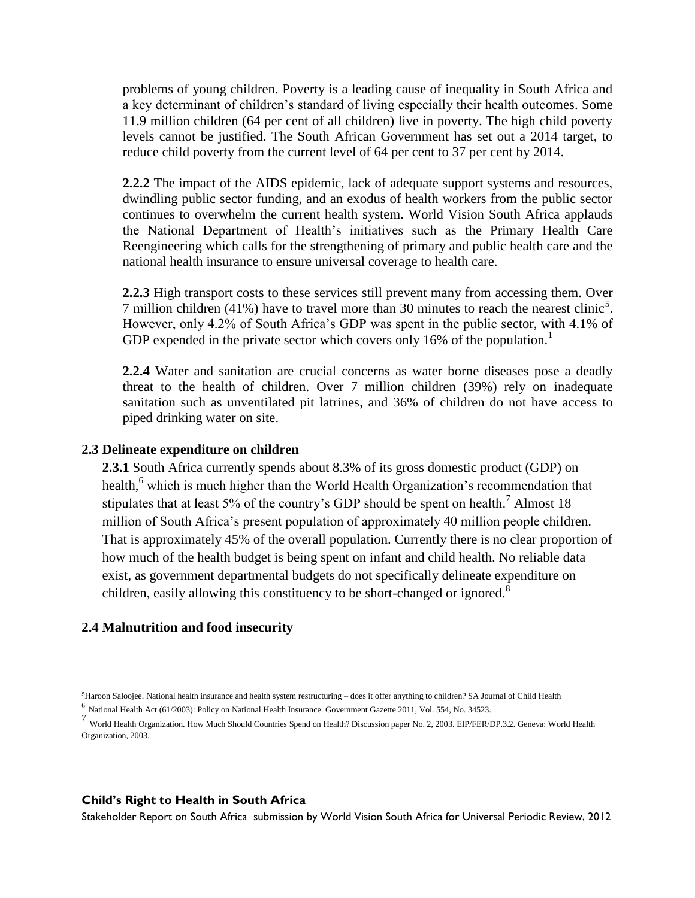problems of young children. Poverty is a leading cause of inequality in South Africa and a key determinant of children's standard of living especially their health outcomes. Some 11.9 million children (64 per cent of all children) live in poverty. The high child poverty levels cannot be justified. The South African Government has set out a 2014 target, to reduce child poverty from the current level of 64 per cent to 37 per cent by 2014.

**2.2.2** The impact of the AIDS epidemic, lack of adequate support systems and resources, dwindling public sector funding, and an exodus of health workers from the public sector continues to overwhelm the current health system. World Vision South Africa applauds the National Department of Health's initiatives such as the Primary Health Care Reengineering which calls for the strengthening of primary and public health care and the national health insurance to ensure universal coverage to health care.

**2.2.3** High transport costs to these services still prevent many from accessing them. Over 7 million children (41%) have to travel more than 30 minutes to reach the nearest clinic[5]. However, only 4.2% of South Africa's GDP was spent in the public sector, with 4.1% of GDP expended in the private sector which covers only 16% of the population.[1]

**2.2.4** Water and sanitation are crucial concerns as water borne diseases pose a deadly threat to the health of children. Over 7 million children (39%) rely on inadequate sanitation such as unventilated pit latrines, and 36% of children do not have access to piped drinking water on site.

### 2.3 Delineate expenditure on children

**2.3.1** South Africa currently spends about 8.3% of its gross domestic product (GDP) on health,[6] which is much higher than the World Health Organization's recommendation that stipulates that at least 5% of the country's GDP should be spent on health.[7] Almost 18 million of South Africa's present population of approximately 40 million people children. That is approximately 45% of the overall population. Currently there is no clear proportion of how much of the health budget is being spent on infant and child health. No reliable data exist, as government departmental budgets do not specifically delineate expenditure on children, easily allowing this constituency to be short-changed or ignored.[8]

### 2.4 Malnutrition and food insecurity

---

[5] Haroon Saloojee. National health insurance and health system restructuring – does it offer anything to children? SA Journal of Child Health

[6] National Health Act (61/2003): Policy on National Health Insurance. Government Gazette 2011, Vol. 554, No. 34523.

[7] World Health Organization. How Much Should Countries Spend on Health? Discussion paper No. 2, 2003. EIP/FER/DP.3.2. Geneva: World Health Organization, 2003.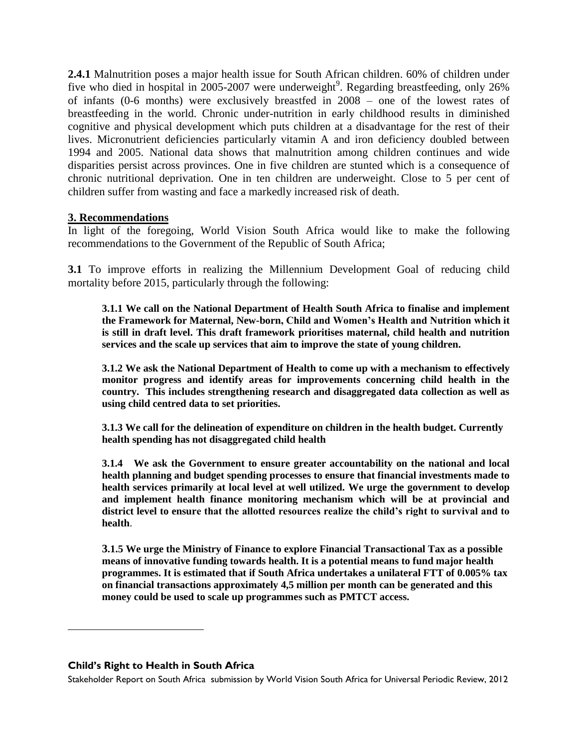**2.4.1** Malnutrition poses a major health issue for South African children. 60% of children under five who died in hospital in 2005-2007 were underweight[9]. Regarding breastfeeding, only 26% of infants (0-6 months) were exclusively breastfed in 2008 – one of the lowest rates of breastfeeding in the world. Chronic under-nutrition in early childhood results in diminished cognitive and physical development which puts children at a disadvantage for the rest of their lives. Micronutrient deficiencies particularly vitamin A and iron deficiency doubled between 1994 and 2005. National data shows that malnutrition among children continues and wide disparities persist across provinces. One in five children are stunted which is a consequence of chronic nutritional deprivation. One in ten children are underweight. Close to 5 per cent of children suffer from wasting and face a markedly increased risk of death.

## 3. Recommendations

In light of the foregoing, World Vision South Africa would like to make the following recommendations to the Government of the Republic of South Africa;

**3.1** To improve efforts in realizing the Millennium Development Goal of reducing child mortality before 2015, particularly through the following:

> **3.1.1 We call on the National Department of Health South Africa to finalise and implement the Framework for Maternal, New-born, Child and Women's Health and Nutrition which it is still in draft level. This draft framework prioritises maternal, child health and nutrition services and the scale up services that aim to improve the state of young children.**
>
> **3.1.2 We ask the National Department of Health to come up with a mechanism to effectively monitor progress and identify areas for improvements concerning child health in the country. This includes strengthening research and disaggregated data collection as well as using child centred data to set priorities.**
>
> **3.1.3 We call for the delineation of expenditure on children in the health budget. Currently health spending has not disaggregated child health**
>
> **3.1.4 We ask the Government to ensure greater accountability on the national and local health planning and budget spending processes to ensure that financial investments made to health services primarily at local level at well utilized. We urge the government to develop and implement health finance monitoring mechanism which will be at provincial and district level to ensure that the allotted resources realize the child's right to survival and to health**.
>
> **3.1.5 We urge the Ministry of Finance to explore Financial Transactional Tax as a possible means of innovative funding towards health. It is a potential means to fund major health programmes. It is estimated that if South Africa undertakes a unilateral FTT of 0.005% tax on financial transactions approximately 4,5 million per month can be generated and this money could be used to scale up programmes such as PMTCT access.**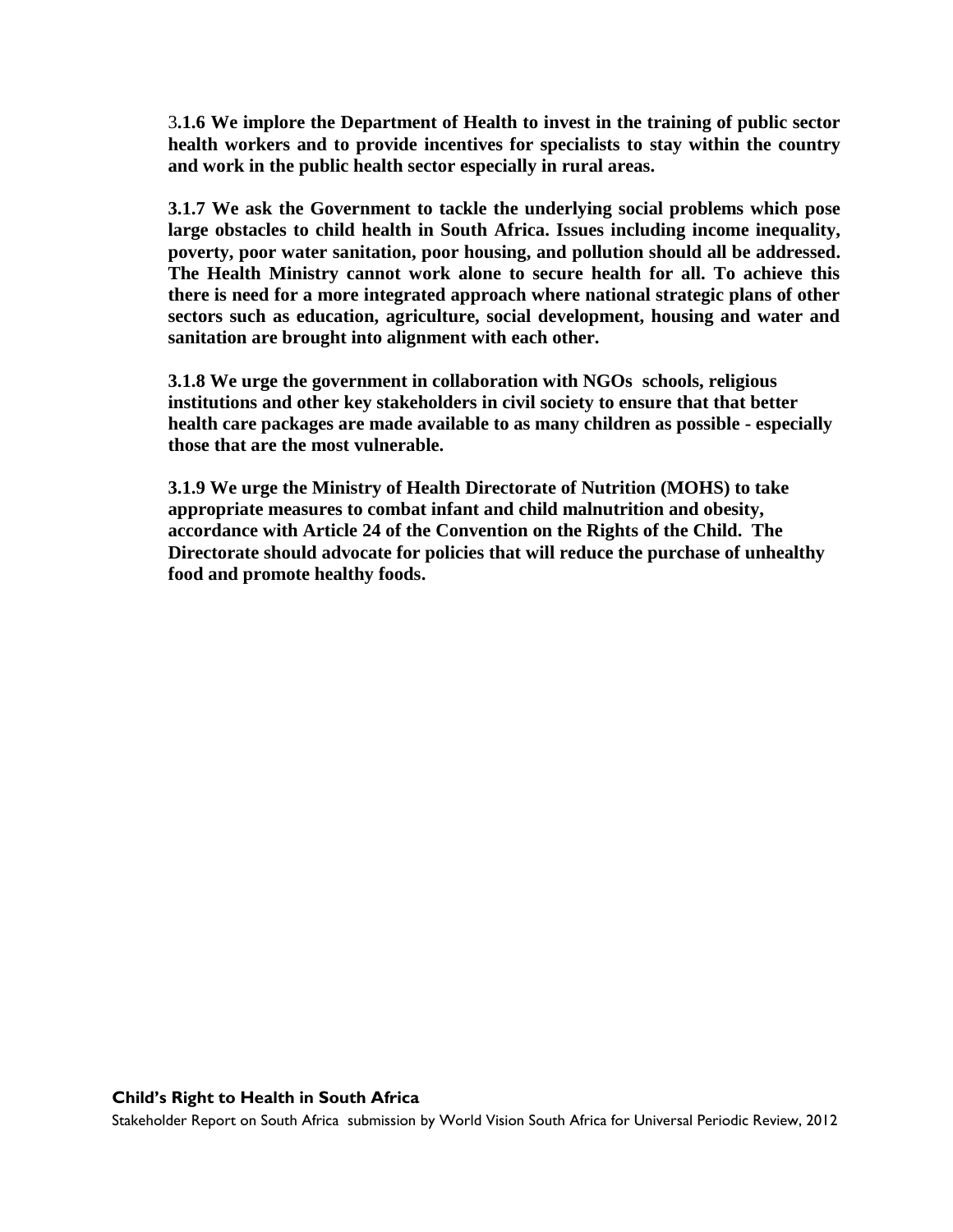**3.1.6 We implore the Department of Health to invest in the training of public sector health workers and to provide incentives for specialists to stay within the country and work in the public health sector especially in rural areas.**

**3.1.7 We ask the Government to tackle the underlying social problems which pose large obstacles to child health in South Africa. Issues including income inequality, poverty, poor water sanitation, poor housing, and pollution should all be addressed. The Health Ministry cannot work alone to secure health for all. To achieve this there is need for a more integrated approach where national strategic plans of other sectors such as education, agriculture, social development, housing and water and sanitation are brought into alignment with each other.**

**3.1.8 We urge the government in collaboration with NGOs schools, religious institutions and other key stakeholders in civil society to ensure that that better health care packages are made available to as many children as possible - especially those that are the most vulnerable.**

**3.1.9 We urge the Ministry of Health Directorate of Nutrition (MOHS) to take appropriate measures to combat infant and child malnutrition and obesity, accordance with Article 24 of the Convention on the Rights of the Child. The Directorate should advocate for policies that will reduce the purchase of unhealthy food and promote healthy foods.**